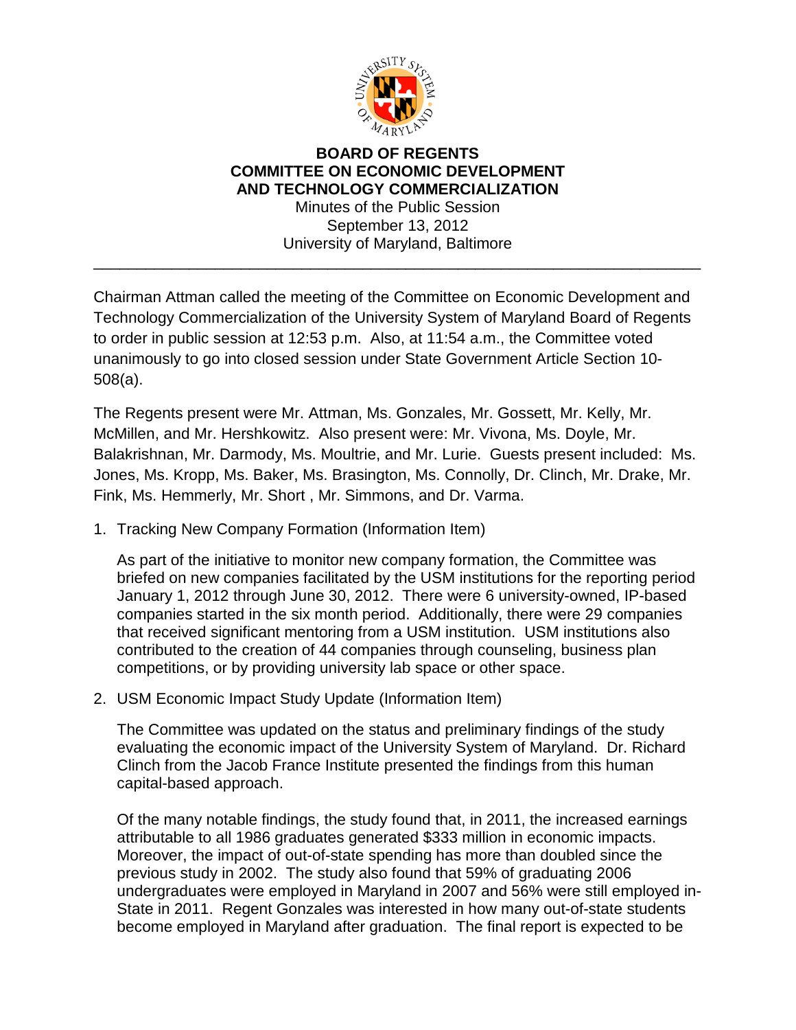**BOARD OF REGENTS**
**COMMITTEE ON ECONOMIC DEVELOPMENT AND TECHNOLOGY COMMERCIALIZATION**

Minutes of the Public Session
September 13, 2012
University of Maryland, Baltimore

---

Chairman Attman called the meeting of the Committee on Economic Development and Technology Commercialization of the University System of Maryland Board of Regents to order in public session at 12:53 p.m. Also, at 11:54 a.m., the Committee voted unanimously to go into closed session under State Government Article Section 10-508(a).

The Regents present were Mr. Attman, Ms. Gonzales, Mr. Gossett, Mr. Kelly, Mr. McMillen, and Mr. Hershkowitz. Also present were: Mr. Vivona, Ms. Doyle, Mr. Balakrishnan, Mr. Darmody, Ms. Moultrie, and Mr. Lurie. Guests present included: Ms. Jones, Ms. Kropp, Ms. Baker, Ms. Brasington, Ms. Connolly, Dr. Clinch, Mr. Drake, Mr. Fink, Ms. Hemmerly, Mr. Short , Mr. Simmons, and Dr. Varma.

1. Tracking New Company Formation (Information Item)

   As part of the initiative to monitor new company formation, the Committee was briefed on new companies facilitated by the USM institutions for the reporting period January 1, 2012 through June 30, 2012. There were 6 university-owned, IP-based companies started in the six month period. Additionally, there were 29 companies that received significant mentoring from a USM institution. USM institutions also contributed to the creation of 44 companies through counseling, business plan competitions, or by providing university lab space or other space.

2. USM Economic Impact Study Update (Information Item)

   The Committee was updated on the status and preliminary findings of the study evaluating the economic impact of the University System of Maryland. Dr. Richard Clinch from the Jacob France Institute presented the findings from this human capital-based approach.

   Of the many notable findings, the study found that, in 2011, the increased earnings attributable to all 1986 graduates generated $333 million in economic impacts. Moreover, the impact of out-of-state spending has more than doubled since the previous study in 2002. The study also found that 59% of graduating 2006 undergraduates were employed in Maryland in 2007 and 56% were still employed in-State in 2011. Regent Gonzales was interested in how many out-of-state students become employed in Maryland after graduation. The final report is expected to be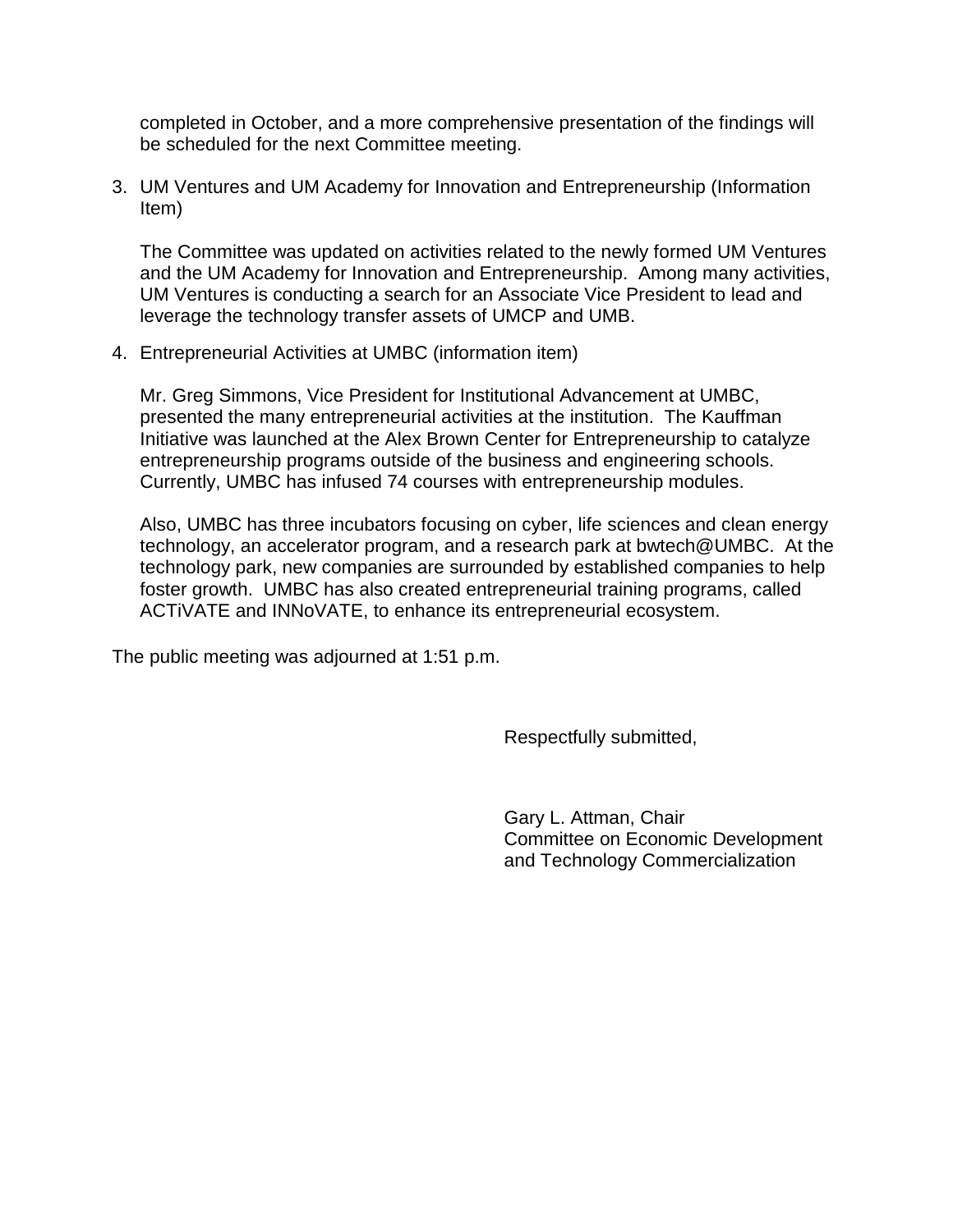completed in October, and a more comprehensive presentation of the findings will be scheduled for the next Committee meeting.

3. UM Ventures and UM Academy for Innovation and Entrepreneurship (Information Item)

   The Committee was updated on activities related to the newly formed UM Ventures and the UM Academy for Innovation and Entrepreneurship. Among many activities, UM Ventures is conducting a search for an Associate Vice President to lead and leverage the technology transfer assets of UMCP and UMB.

4. Entrepreneurial Activities at UMBC (information item)

   Mr. Greg Simmons, Vice President for Institutional Advancement at UMBC, presented the many entrepreneurial activities at the institution. The Kauffman Initiative was launched at the Alex Brown Center for Entrepreneurship to catalyze entrepreneurship programs outside of the business and engineering schools. Currently, UMBC has infused 74 courses with entrepreneurship modules.

   Also, UMBC has three incubators focusing on cyber, life sciences and clean energy technology, an accelerator program, and a research park at bwtech@UMBC. At the technology park, new companies are surrounded by established companies to help foster growth. UMBC has also created entrepreneurial training programs, called ACTiVATE and INNoVATE, to enhance its entrepreneurial ecosystem.

The public meeting was adjourned at 1:51 p.m.

Respectfully submitted,

Gary L. Attman, Chair
Committee on Economic Development
and Technology Commercialization